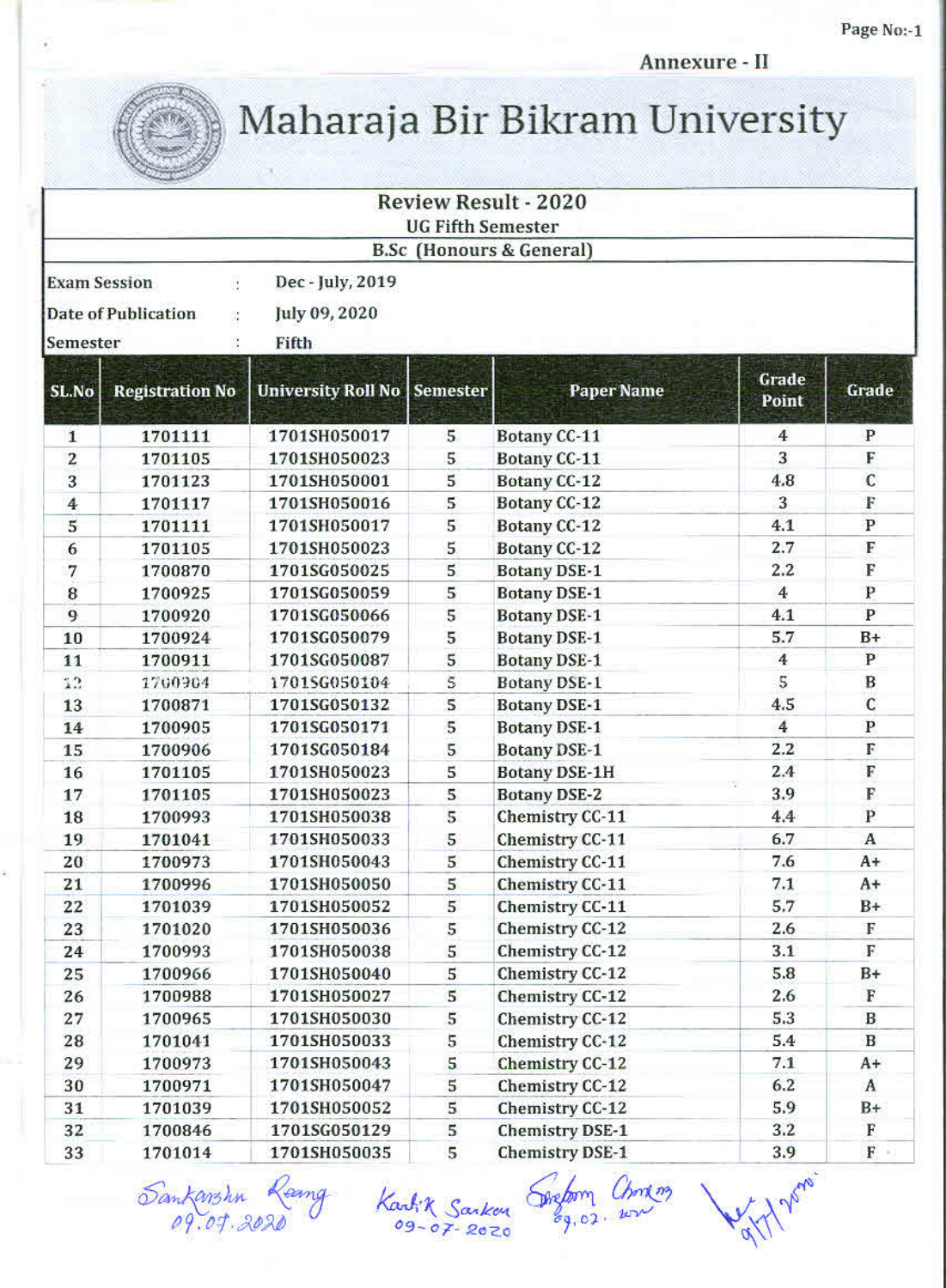Annexure - II

# Maharaja Bir Bikram University

## Review Result - 2020

### UG Fifth Semester

### B.Sc (Honours & General)

**Exam Session** : Dec - July, 2019

**Date of Publication** : July 09, 2020

**Semester** : Fifth

| SL.No | Registration No | University Roll No | Semester | Paper Name | Grade Point | Grade |
|---|---|---|---|---|---|---|
| 1 | 1701111 | 1701SH050017 | 5 | Botany CC-11 | 4 | P |
| 2 | 1701105 | 1701SH050023 | 5 | Botany CC-11 | 3 | F |
| 3 | 1701123 | 1701SH050001 | 5 | Botany CC-12 | 4.8 | C |
| 4 | 1701117 | 1701SH050016 | 5 | Botany CC-12 | 3 | F |
| 5 | 1701111 | 1701SH050017 | 5 | Botany CC-12 | 4.1 | P |
| 6 | 1701105 | 1701SH050023 | 5 | Botany CC-12 | 2.7 | F |
| 7 | 1700870 | 1701SG050025 | 5 | Botany DSE-1 | 2.2 | F |
| 8 | 1700925 | 1701SG050059 | 5 | Botany DSE-1 | 4 | P |
| 9 | 1700920 | 1701SG050066 | 5 | Botany DSE-1 | 4.1 | P |
| 10 | 1700924 | 1701SG050079 | 5 | Botany DSE-1 | 5.7 | B+ |
| 11 | 1700911 | 1701SG050087 | 5 | Botany DSE-1 | 4 | P |
| 12 | 1700904 | 1701SG050104 | 5 | Botany DSE-1 | 5 | B |
| 13 | 1700871 | 1701SG050132 | 5 | Botany DSE-1 | 4.5 | C |
| 14 | 1700905 | 1701SG050171 | 5 | Botany DSE-1 | 4 | P |
| 15 | 1700906 | 1701SG050184 | 5 | Botany DSE-1 | 2.2 | F |
| 16 | 1701105 | 1701SH050023 | 5 | Botany DSE-1H | 2.4 | F |
| 17 | 1701105 | 1701SH050023 | 5 | Botany DSE-2 | 3.9 | F |
| 18 | 1700993 | 1701SH050038 | 5 | Chemistry CC-11 | 4.4 | P |
| 19 | 1701041 | 1701SH050033 | 5 | Chemistry CC-11 | 6.7 | A |
| 20 | 1700973 | 1701SH050043 | 5 | Chemistry CC-11 | 7.6 | A+ |
| 21 | 1700996 | 1701SH050050 | 5 | Chemistry CC-11 | 7.1 | A+ |
| 22 | 1701039 | 1701SH050052 | 5 | Chemistry CC-11 | 5.7 | B+ |
| 23 | 1701020 | 1701SH050036 | 5 | Chemistry CC-12 | 2.6 | F |
| 24 | 1700993 | 1701SH050038 | 5 | Chemistry CC-12 | 3.1 | F |
| 25 | 1700966 | 1701SH050040 | 5 | Chemistry CC-12 | 5.8 | B+ |
| 26 | 1700988 | 1701SH050027 | 5 | Chemistry CC-12 | 2.6 | F |
| 27 | 1700965 | 1701SH050030 | 5 | Chemistry CC-12 | 5.3 | B |
| 28 | 1701041 | 1701SH050033 | 5 | Chemistry CC-12 | 5.4 | B |
| 29 | 1700973 | 1701SH050043 | 5 | Chemistry CC-12 | 7.1 | A+ |
| 30 | 1700971 | 1701SH050047 | 5 | Chemistry CC-12 | 6.2 | A |
| 31 | 1701039 | 1701SH050052 | 5 | Chemistry CC-12 | 5.9 | B+ |
| 32 | 1700846 | 1701SG050129 | 5 | Chemistry DSE-1 | 3.2 | F |
| 33 | 1701014 | 1701SH050035 | 5 | Chemistry DSE-1 | 3.9 | F |

Sankarshan Reang 09.07.2020 Kartik Sarkar 09-07-2020 Swapan Chanda 09.07.2020 9/7/2020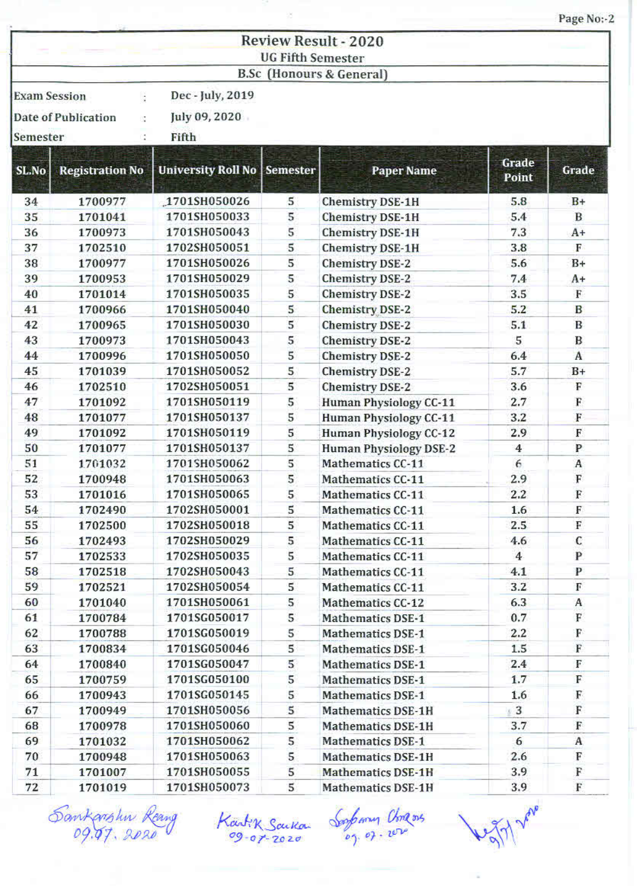# Review Result - 2020

## UG Fifth Semester

### B.Sc (Honours & General)

Exam Session : Dec - July, 2019

Date of Publication : July 09, 2020

Semester : Fifth

| SL.No | Registration No | University Roll No | Semester | Paper Name | Grade Point | Grade |
|---|---|---|---|---|---|---|
| 34 | 1700977 | 1701SH050026 | 5 | Chemistry DSE-1H | 5.8 | B+ |
| 35 | 1701041 | 1701SH050033 | 5 | Chemistry DSE-1H | 5.4 | B |
| 36 | 1700973 | 1701SH050043 | 5 | Chemistry DSE-1H | 7.3 | A+ |
| 37 | 1702510 | 1702SH050051 | 5 | Chemistry DSE-1H | 3.8 | F |
| 38 | 1700977 | 1701SH050026 | 5 | Chemistry DSE-2 | 5.6 | B+ |
| 39 | 1700953 | 1701SH050029 | 5 | Chemistry DSE-2 | 7.4 | A+ |
| 40 | 1701014 | 1701SH050035 | 5 | Chemistry DSE-2 | 3.5 | F |
| 41 | 1700966 | 1701SH050040 | 5 | Chemistry DSE-2 | 5.2 | B |
| 42 | 1700965 | 1701SH050030 | 5 | Chemistry DSE-2 | 5.1 | B |
| 43 | 1700973 | 1701SH050043 | 5 | Chemistry DSE-2 | 5 | B |
| 44 | 1700996 | 1701SH050050 | 5 | Chemistry DSE-2 | 6.4 | A |
| 45 | 1701039 | 1701SH050052 | 5 | Chemistry DSE-2 | 5.7 | B+ |
| 46 | 1702510 | 1702SH050051 | 5 | Chemistry DSE-2 | 3.6 | F |
| 47 | 1701092 | 1701SH050119 | 5 | Human Physiology CC-11 | 2.7 | F |
| 48 | 1701077 | 1701SH050137 | 5 | Human Physiology CC-11 | 3.2 | F |
| 49 | 1701092 | 1701SH050119 | 5 | Human Physiology CC-12 | 2.9 | F |
| 50 | 1701077 | 1701SH050137 | 5 | Human Physiology DSE-2 | 4 | P |
| 51 | 1701032 | 1701SH050062 | 5 | Mathematics CC-11 | 6 | A |
| 52 | 1700948 | 1701SH050063 | 5 | Mathematics CC-11 | 2.9 | F |
| 53 | 1701016 | 1701SH050065 | 5 | Mathematics CC-11 | 2.2 | F |
| 54 | 1702490 | 1702SH050001 | 5 | Mathematics CC-11 | 1.6 | F |
| 55 | 1702500 | 1702SH050018 | 5 | Mathematics CC-11 | 2.5 | F |
| 56 | 1702493 | 1702SH050029 | 5 | Mathematics CC-11 | 4.6 | C |
| 57 | 1702533 | 1702SH050035 | 5 | Mathematics CC-11 | 4 | P |
| 58 | 1702518 | 1702SH050043 | 5 | Mathematics CC-11 | 4.1 | P |
| 59 | 1702521 | 1702SH050054 | 5 | Mathematics CC-11 | 3.2 | F |
| 60 | 1701040 | 1701SH050061 | 5 | Mathematics CC-12 | 6.3 | A |
| 61 | 1700784 | 1701SG050017 | 5 | Mathematics DSE-1 | 0.7 | F |
| 62 | 1700788 | 1701SG050019 | 5 | Mathematics DSE-1 | 2.2 | F |
| 63 | 1700834 | 1701SG050046 | 5 | Mathematics DSE-1 | 1.5 | F |
| 64 | 1700840 | 1701SG050047 | 5 | Mathematics DSE-1 | 2.4 | F |
| 65 | 1700759 | 1701SG050100 | 5 | Mathematics DSE-1 | 1.7 | F |
| 66 | 1700943 | 1701SG050145 | 5 | Mathematics DSE-1 | 1.6 | F |
| 67 | 1700949 | 1701SH050056 | 5 | Mathematics DSE-1H | 3 | F |
| 68 | 1700978 | 1701SH050060 | 5 | Mathematics DSE-1H | 3.7 | F |
| 69 | 1701032 | 1701SH050062 | 5 | Mathematics DSE-1 | 6 | A |
| 70 | 1700948 | 1701SH050063 | 5 | Mathematics DSE-1H | 2.6 | F |
| 71 | 1701007 | 1701SH050055 | 5 | Mathematics DSE-1H | 3.9 | F |
| 72 | 1701019 | 1701SH050073 | 5 | Mathematics DSE-1H | 3.9 | F |

Sankarshan Rang 09.07.2020 Kartik Sarkar 09-07-2020 Sanjoy Chanda 09.07.2020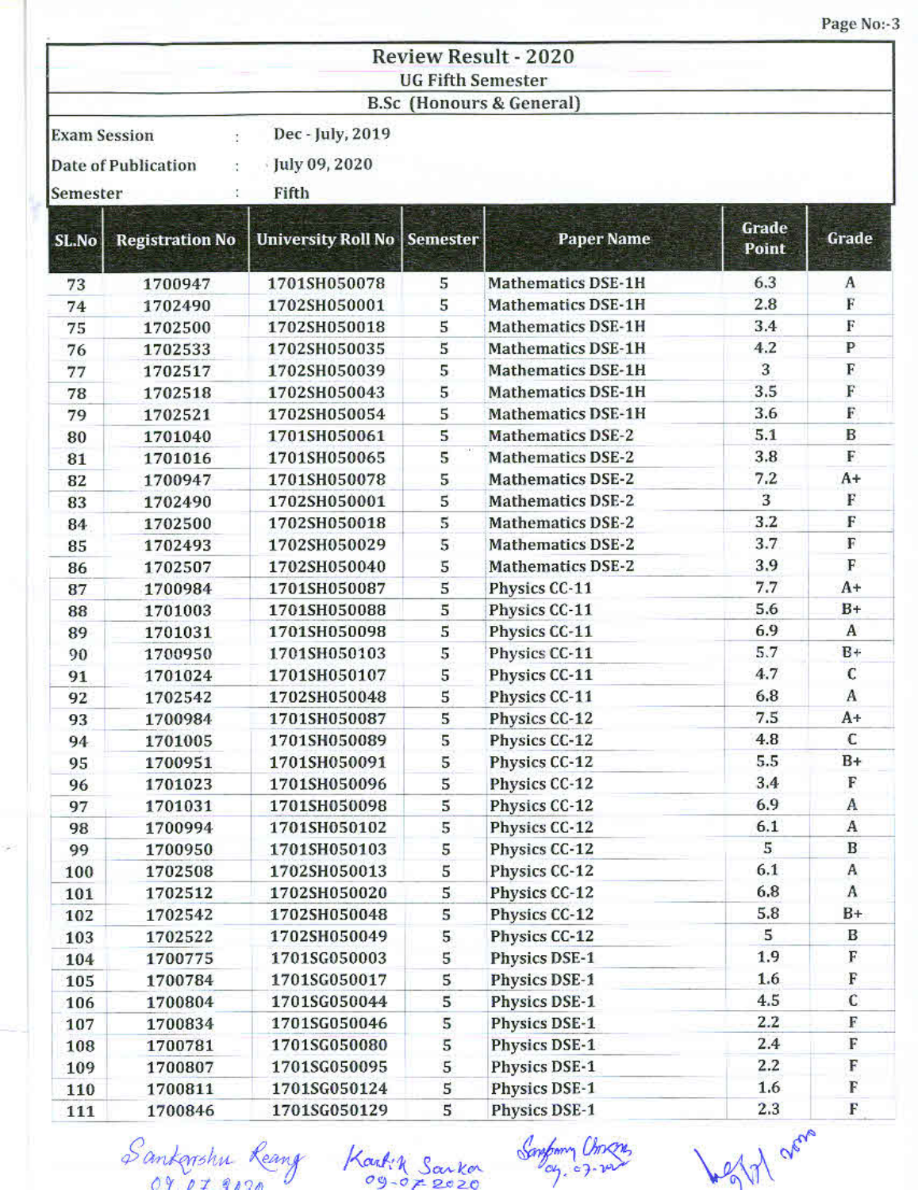## Review Result - 2020

### UG Fifth Semester

### B.Sc (Honours & General)

Exam Session : Dec - July, 2019

Date of Publication : July 09, 2020

Semester : Fifth

| SL.No | Registration No | University Roll No | Semester | Paper Name | Grade Point | Grade |
|---|---|---|---|---|---|---|
| 73 | 1700947 | 1701SH050078 | 5 | Mathematics DSE-1H | 6.3 | A |
| 74 | 1702490 | 1702SH050001 | 5 | Mathematics DSE-1H | 2.8 | F |
| 75 | 1702500 | 1702SH050018 | 5 | Mathematics DSE-1H | 3.4 | F |
| 76 | 1702533 | 1702SH050035 | 5 | Mathematics DSE-1H | 4.2 | P |
| 77 | 1702517 | 1702SH050039 | 5 | Mathematics DSE-1H | 3 | F |
| 78 | 1702518 | 1702SH050043 | 5 | Mathematics DSE-1H | 3.5 | F |
| 79 | 1702521 | 1702SH050054 | 5 | Mathematics DSE-1H | 3.6 | F |
| 80 | 1701040 | 1701SH050061 | 5 | Mathematics DSE-2 | 5.1 | B |
| 81 | 1701016 | 1701SH050065 | 5 | Mathematics DSE-2 | 3.8 | F |
| 82 | 1700947 | 1701SH050078 | 5 | Mathematics DSE-2 | 7.2 | A+ |
| 83 | 1702490 | 1702SH050001 | 5 | Mathematics DSE-2 | 3 | F |
| 84 | 1702500 | 1702SH050018 | 5 | Mathematics DSE-2 | 3.2 | F |
| 85 | 1702493 | 1702SH050029 | 5 | Mathematics DSE-2 | 3.7 | F |
| 86 | 1702507 | 1702SH050040 | 5 | Mathematics DSE-2 | 3.9 | F |
| 87 | 1700984 | 1701SH050087 | 5 | Physics CC-11 | 7.7 | A+ |
| 88 | 1701003 | 1701SH050088 | 5 | Physics CC-11 | 5.6 | B+ |
| 89 | 1701031 | 1701SH050098 | 5 | Physics CC-11 | 6.9 | A |
| 90 | 1700950 | 1701SH050103 | 5 | Physics CC-11 | 5.7 | B+ |
| 91 | 1701024 | 1701SH050107 | 5 | Physics CC-11 | 4.7 | C |
| 92 | 1702542 | 1702SH050048 | 5 | Physics CC-11 | 6.8 | A |
| 93 | 1700984 | 1701SH050087 | 5 | Physics CC-12 | 7.5 | A+ |
| 94 | 1701005 | 1701SH050089 | 5 | Physics CC-12 | 4.8 | C |
| 95 | 1700951 | 1701SH050091 | 5 | Physics CC-12 | 5.5 | B+ |
| 96 | 1701023 | 1701SH050096 | 5 | Physics CC-12 | 3.4 | F |
| 97 | 1701031 | 1701SH050098 | 5 | Physics CC-12 | 6.9 | A |
| 98 | 1700994 | 1701SH050102 | 5 | Physics CC-12 | 6.1 | A |
| 99 | 1700950 | 1701SH050103 | 5 | Physics CC-12 | 5 | B |
| 100 | 1702508 | 1702SH050013 | 5 | Physics CC-12 | 6.1 | A |
| 101 | 1702512 | 1702SH050020 | 5 | Physics CC-12 | 6.8 | A |
| 102 | 1702542 | 1702SH050048 | 5 | Physics CC-12 | 5.8 | B+ |
| 103 | 1702522 | 1702SH050049 | 5 | Physics CC-12 | 5 | B |
| 104 | 1700775 | 1701SG050003 | 5 | Physics DSE-1 | 1.9 | F |
| 105 | 1700784 | 1701SG050017 | 5 | Physics DSE-1 | 1.6 | F |
| 106 | 1700804 | 1701SG050044 | 5 | Physics DSE-1 | 4.5 | C |
| 107 | 1700834 | 1701SG050046 | 5 | Physics DSE-1 | 2.2 | F |
| 108 | 1700781 | 1701SG050080 | 5 | Physics DSE-1 | 2.4 | F |
| 109 | 1700807 | 1701SG050095 | 5 | Physics DSE-1 | 2.2 | F |
| 110 | 1700811 | 1701SG050124 | 5 | Physics DSE-1 | 1.6 | F |
| 111 | 1700846 | 1701SG050129 | 5 | Physics DSE-1 | 2.3 | F |

Sankarshu Reang 09.07.2020 &nbsp;&nbsp; Kartik Sarkar 09-07-2020 &nbsp;&nbsp; 09.07.2020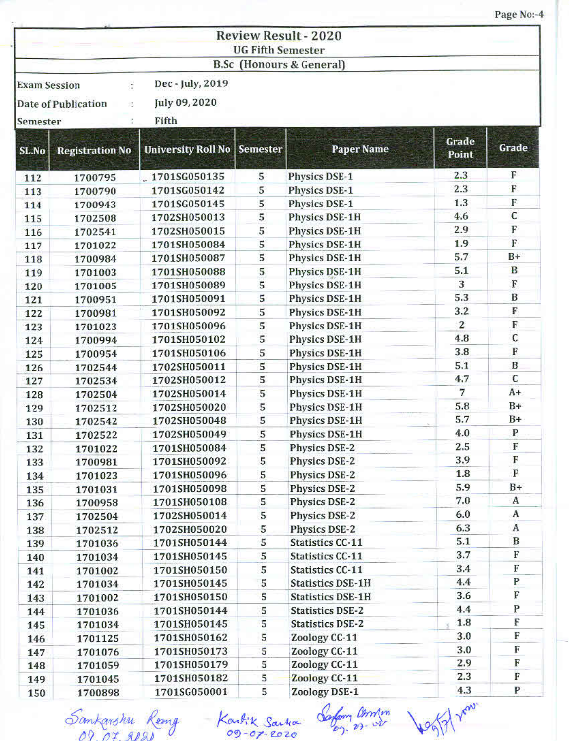# Review Result - 2020

## UG Fifth Semester

### B.Sc (Honours & General)

| | | |
|---|---|---|
| Exam Session | : | Dec - July, 2019 |
| Date of Publication | : | July 09, 2020 |
| Semester | : | Fifth |

| SL.No | Registration No | University Roll No | Semester | Paper Name | Grade Point | Grade |
|---|---|---|---|---|---|---|
| 112 | 1700795 | 1701SG050135 | 5 | Physics DSE-1 | 2.3 | F |
| 113 | 1700790 | 1701SG050142 | 5 | Physics DSE-1 | 2.3 | F |
| 114 | 1700943 | 1701SG050145 | 5 | Physics DSE-1 | 1.3 | F |
| 115 | 1702508 | 1702SH050013 | 5 | Physics DSE-1H | 4.6 | C |
| 116 | 1702541 | 1702SH050015 | 5 | Physics DSE-1H | 2.9 | F |
| 117 | 1701022 | 1701SH050084 | 5 | Physics DSE-1H | 1.9 | F |
| 118 | 1700984 | 1701SH050087 | 5 | Physics DSE-1H | 5.7 | B+ |
| 119 | 1701003 | 1701SH050088 | 5 | Physics DSE-1H | 5.1 | B |
| 120 | 1701005 | 1701SH050089 | 5 | Physics DSE-1H | 3 | F |
| 121 | 1700951 | 1701SH050091 | 5 | Physics DSE-1H | 5.3 | B |
| 122 | 1700981 | 1701SH050092 | 5 | Physics DSE-1H | 3.2 | F |
| 123 | 1701023 | 1701SH050096 | 5 | Physics DSE-1H | 2 | F |
| 124 | 1700994 | 1701SH050102 | 5 | Physics DSE-1H | 4.8 | C |
| 125 | 1700954 | 1701SH050106 | 5 | Physics DSE-1H | 3.8 | F |
| 126 | 1702544 | 1702SH050011 | 5 | Physics DSE-1H | 5.1 | B |
| 127 | 1702534 | 1702SH050012 | 5 | Physics DSE-1H | 4.7 | C |
| 128 | 1702504 | 1702SH050014 | 5 | Physics DSE-1H | 7 | A+ |
| 129 | 1702512 | 1702SH050020 | 5 | Physics DSE-1H | 5.8 | B+ |
| 130 | 1702542 | 1702SH050048 | 5 | Physics DSE-1H | 5.7 | B+ |
| 131 | 1702522 | 1702SH050049 | 5 | Physics DSE-1H | 4.0 | P |
| 132 | 1701022 | 1701SH050084 | 5 | Physics DSE-2 | 2.5 | F |
| 133 | 1700981 | 1701SH050092 | 5 | Physics DSE-2 | 3.9 | F |
| 134 | 1701023 | 1701SH050096 | 5 | Physics DSE-2 | 1.8 | F |
| 135 | 1701031 | 1701SH050098 | 5 | Physics DSE-2 | 5.9 | B+ |
| 136 | 1700958 | 1701SH050108 | 5 | Physics DSE-2 | 7.0 | A |
| 137 | 1702504 | 1702SH050014 | 5 | Physics DSE-2 | 6.0 | A |
| 138 | 1702512 | 1702SH050020 | 5 | Physics DSE-2 | 6.3 | A |
| 139 | 1701036 | 1701SH050144 | 5 | Statistics CC-11 | 5.1 | B |
| 140 | 1701034 | 1701SH050145 | 5 | Statistics CC-11 | 3.7 | F |
| 141 | 1701002 | 1701SH050150 | 5 | Statistics CC-11 | 3.4 | F |
| 142 | 1701034 | 1701SH050145 | 5 | Statistics DSE-1H | 4.4 | P |
| 143 | 1701002 | 1701SH050150 | 5 | Statistics DSE-1H | 3.6 | F |
| 144 | 1701036 | 1701SH050144 | 5 | Statistics DSE-2 | 4.4 | P |
| 145 | 1701034 | 1701SH050145 | 5 | Statistics DSE-2 | 1.8 | F |
| 146 | 1701125 | 1701SH050162 | 5 | Zoology CC-11 | 3.0 | F |
| 147 | 1701076 | 1701SH050173 | 5 | Zoology CC-11 | 3.0 | F |
| 148 | 1701059 | 1701SH050179 | 5 | Zoology CC-11 | 2.9 | F |
| 149 | 1701045 | 1701SH050182 | 5 | Zoology CC-11 | 2.3 | F |
| 150 | 1700898 | 1701SG050001 | 5 | Zoology DSE-1 | 4.3 | P |

Sankarshan Rong 09.07.2020 Kartik Sarkar 09-07-2020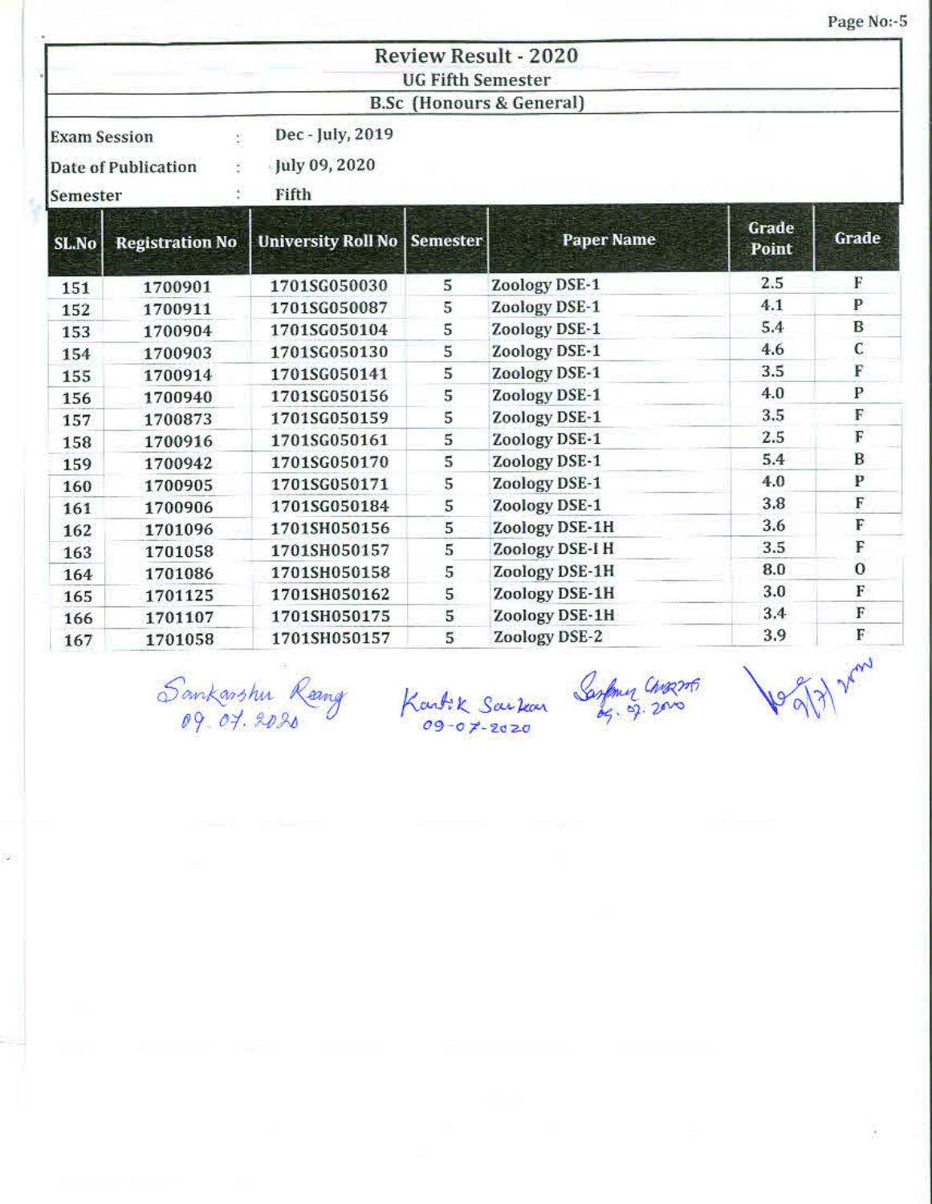# Review Result - 2020

## UG Fifth Semester

### B.Sc (Honours & General)

Exam Session : Dec - July, 2019

Date of Publication : July 09, 2020

Semester : Fifth

| SL.No | Registration No | University Roll No | Semester | Paper Name | Grade Point | Grade |
|---|---|---|---|---|---|---|
| 151 | 1700901 | 1701SG050030 | 5 | Zoology DSE-1 | 2.5 | F |
| 152 | 1700911 | 1701SG050087 | 5 | Zoology DSE-1 | 4.1 | P |
| 153 | 1700904 | 1701SG050104 | 5 | Zoology DSE-1 | 5.4 | B |
| 154 | 1700903 | 1701SG050130 | 5 | Zoology DSE-1 | 4.6 | C |
| 155 | 1700914 | 1701SG050141 | 5 | Zoology DSE-1 | 3.5 | F |
| 156 | 1700940 | 1701SG050156 | 5 | Zoology DSE-1 | 4.0 | P |
| 157 | 1700873 | 1701SG050159 | 5 | Zoology DSE-1 | 3.5 | F |
| 158 | 1700916 | 1701SG050161 | 5 | Zoology DSE-1 | 2.5 | F |
| 159 | 1700942 | 1701SG050170 | 5 | Zoology DSE-1 | 5.4 | B |
| 160 | 1700905 | 1701SG050171 | 5 | Zoology DSE-1 | 4.0 | P |
| 161 | 1700906 | 1701SG050184 | 5 | Zoology DSE-1 | 3.8 | F |
| 162 | 1701096 | 1701SH050156 | 5 | Zoology DSE-1H | 3.6 | F |
| 163 | 1701058 | 1701SH050157 | 5 | Zoology DSE-I H | 3.5 | F |
| 164 | 1701086 | 1701SH050158 | 5 | Zoology DSE-1H | 8.0 | O |
| 165 | 1701125 | 1701SH050162 | 5 | Zoology DSE-1H | 3.0 | F |
| 166 | 1701107 | 1701SH050175 | 5 | Zoology DSE-1H | 3.4 | F |
| 167 | 1701058 | 1701SH050157 | 5 | Zoology DSE-2 | 3.9 | F |

Sankarshu Reang 09.07.2020    Kartik Sarkar 09-07-2020    Sarfmun Chakma 09.07.2020